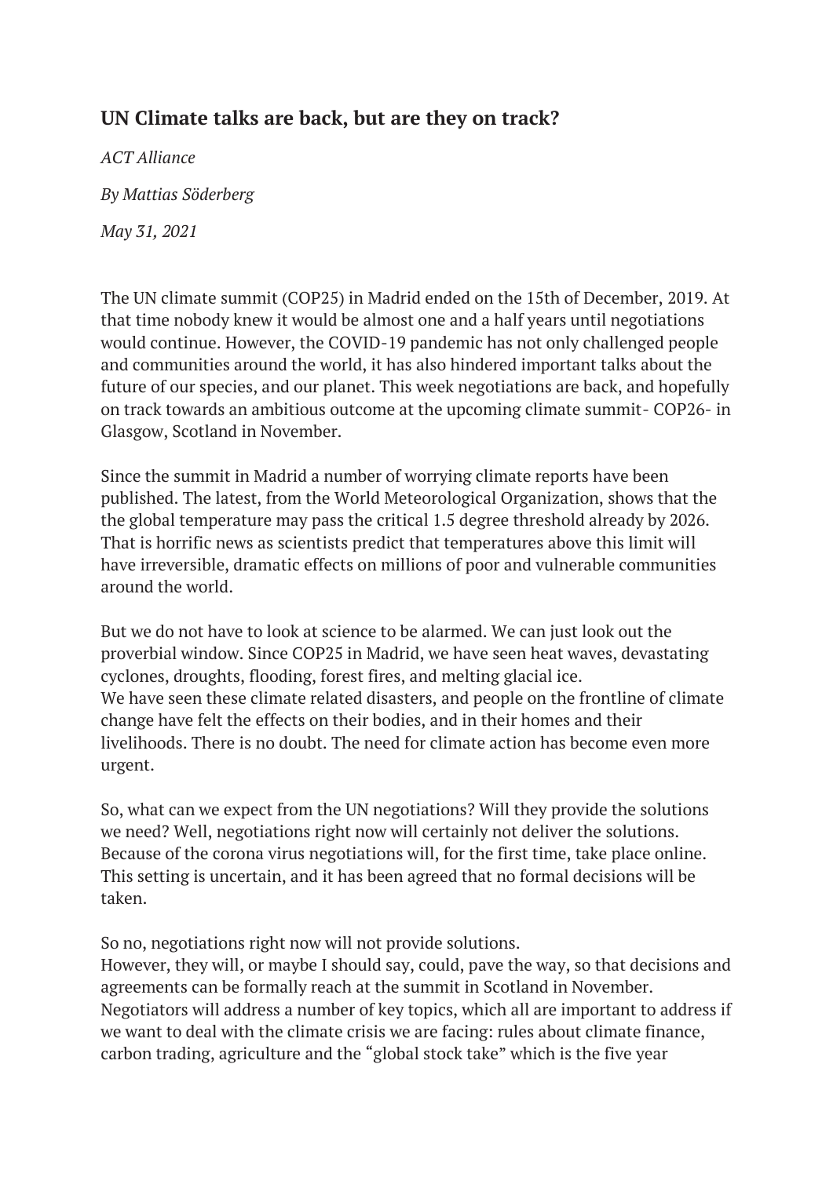## UN Climate talks are back, but are they on track?

*ACT Alliance*

*By Mattias Söderberg*

*May 31, 2021*

The UN climate summit (COP25) in Madrid ended on the 15th of December, 2019. At that time nobody knew it would be almost one and a half years until negotiations would continue. However, the COVID-19 pandemic has not only challenged people and communities around the world, it has also hindered important talks about the future of our species, and our planet. This week negotiations are back, and hopefully on track towards an ambitious outcome at the upcoming climate summit- COP26- in Glasgow, Scotland in November.

Since the summit in Madrid a number of worrying climate reports have been published. The latest, from the World Meteorological Organization, shows that the the global temperature may pass the critical 1.5 degree threshold already by 2026. That is horrific news as scientists predict that temperatures above this limit will have irreversible, dramatic effects on millions of poor and vulnerable communities around the world.

But we do not have to look at science to be alarmed. We can just look out the proverbial window. Since COP25 in Madrid, we have seen heat waves, devastating cyclones, droughts, flooding, forest fires, and melting glacial ice.
We have seen these climate related disasters, and people on the frontline of climate change have felt the effects on their bodies, and in their homes and their livelihoods. There is no doubt. The need for climate action has become even more urgent.

So, what can we expect from the UN negotiations? Will they provide the solutions we need? Well, negotiations right now will certainly not deliver the solutions. Because of the corona virus negotiations will, for the first time, take place online. This setting is uncertain, and it has been agreed that no formal decisions will be taken.

So no, negotiations right now will not provide solutions.
However, they will, or maybe I should say, could, pave the way, so that decisions and agreements can be formally reach at the summit in Scotland in November. Negotiators will address a number of key topics, which all are important to address if we want to deal with the climate crisis we are facing: rules about climate finance, carbon trading, agriculture and the "global stock take" which is the five year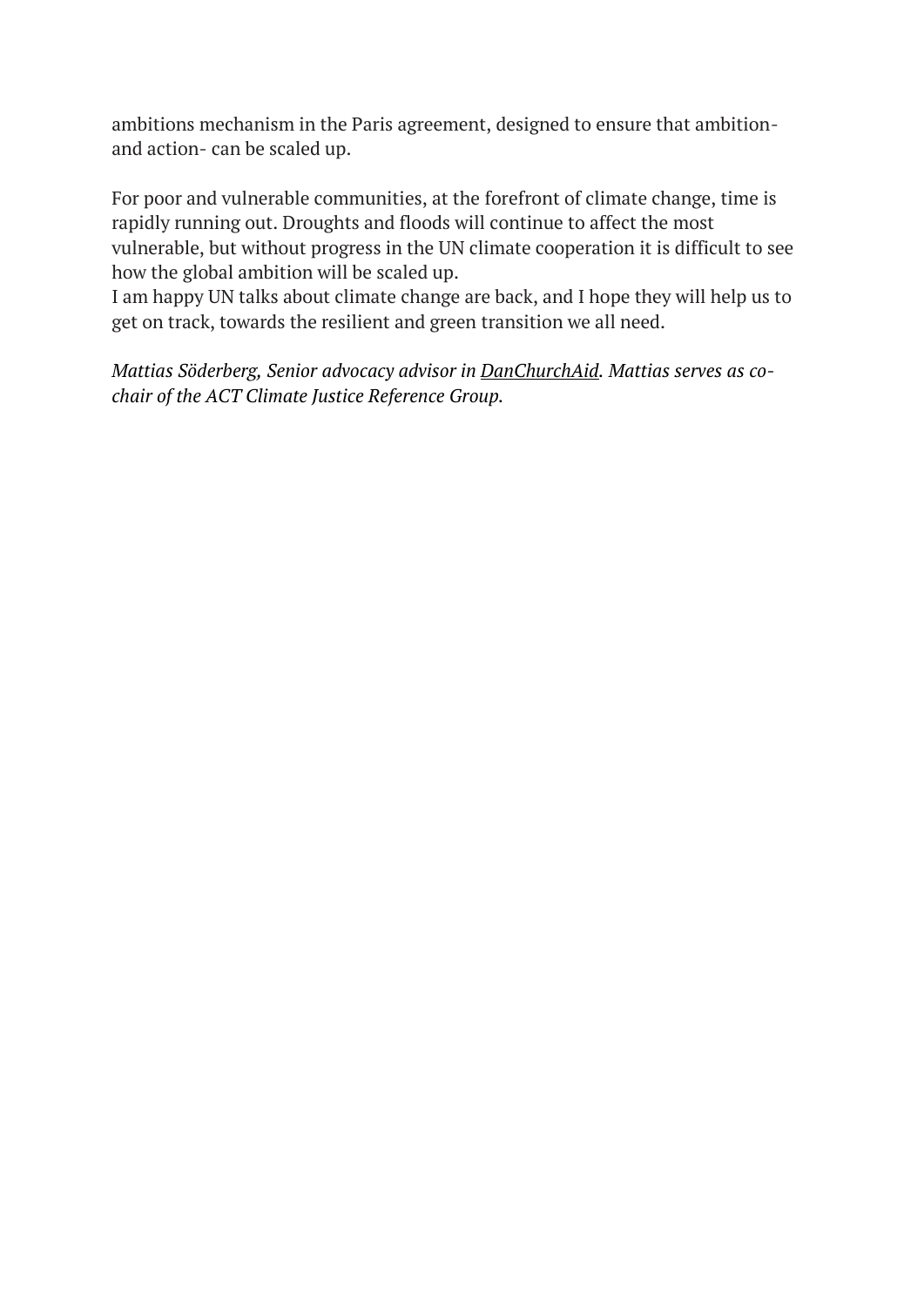ambitions mechanism in the Paris agreement, designed to ensure that ambition- and action- can be scaled up.

For poor and vulnerable communities, at the forefront of climate change, time is rapidly running out. Droughts and floods will continue to affect the most vulnerable, but without progress in the UN climate cooperation it is difficult to see how the global ambition will be scaled up.
I am happy UN talks about climate change are back, and I hope they will help us to get on track, towards the resilient and green transition we all need.

*Mattias Söderberg, Senior advocacy advisor in DanChurchAid. Mattias serves as co-chair of the ACT Climate Justice Reference Group.*